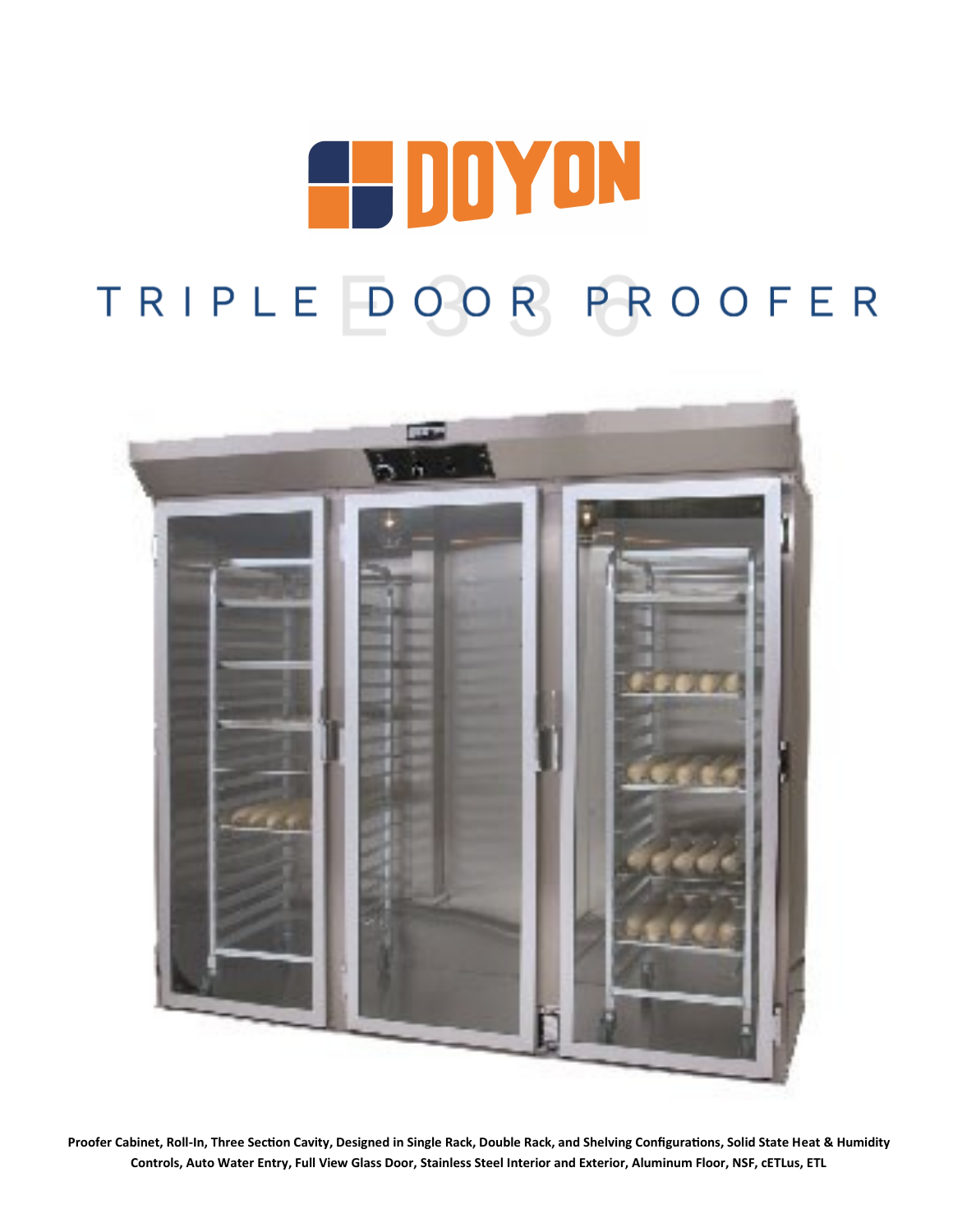# DOYON

## TRIPLE DOOR PROOFER

E336

**Proofer Cabinet, Roll-In, Three Section Cavity, Designed in Single Rack, Double Rack, and Shelving Configurations, Solid State Heat & Humidity Controls, Auto Water Entry, Full View Glass Door, Stainless Steel Interior and Exterior, Aluminum Floor, NSF, cETLus, ETL**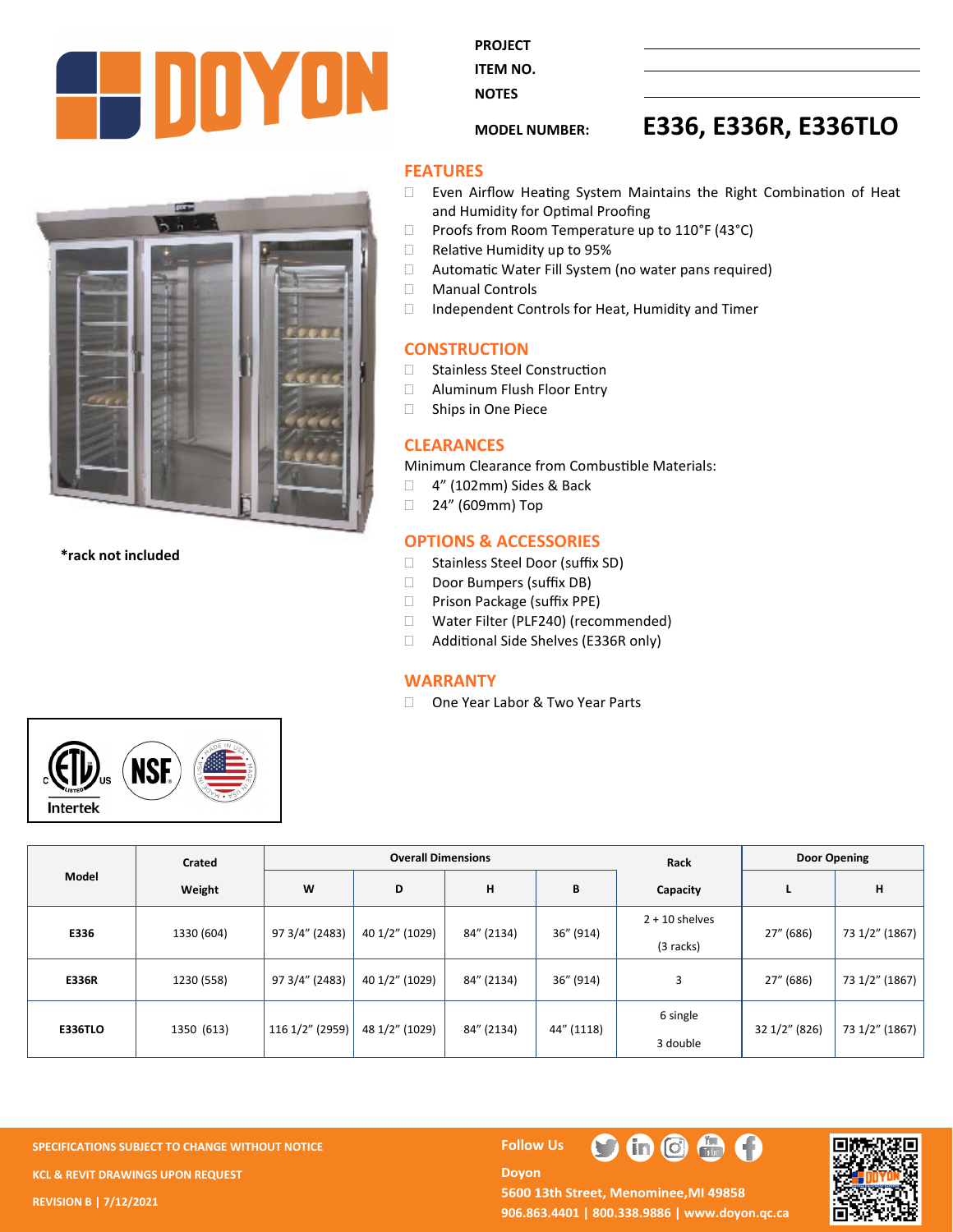# DOYON

**PROJECT**

**ITEM NO.**

**NOTES**

**MODEL NUMBER:** **E336, E336R, E336TLO**

*rack not included

## FEATURES

- Even Airflow Heating System Maintains the Right Combination of Heat and Humidity for Optimal Proofing
- Proofs from Room Temperature up to 110°F (43°C)
- Relative Humidity up to 95%
- Automatic Water Fill System (no water pans required)
- Manual Controls
- Independent Controls for Heat, Humidity and Timer

## CONSTRUCTION

- Stainless Steel Construction
- Aluminum Flush Floor Entry
- Ships in One Piece

## CLEARANCES

Minimum Clearance from Combustible Materials:

- 4" (102mm) Sides & Back
- 24" (609mm) Top

## OPTIONS & ACCESSORIES

- Stainless Steel Door (suffix SD)
- Door Bumpers (suffix DB)
- Prison Package (suffix PPE)
- Water Filter (PLF240) (recommended)
- Additional Side Shelves (E336R only)

## WARRANTY

- One Year Labor & Two Year Parts

Intertek

| Model | Crated Weight | Overall Dimensions | | | | Rack Capacity | Door Opening | |
|---|---|---|---|---|---|---|---|---|
| | | W | D | H | B | | L | H |
| E336 | 1330 (604) | 97 3/4" (2483) | 40 1/2" (1029) | 84" (2134) | 36" (914) | 2 + 10 shelves (3 racks) | 27" (686) | 73 1/2" (1867) |
| E336R | 1230 (558) | 97 3/4" (2483) | 40 1/2" (1029) | 84" (2134) | 36" (914) | 3 | 27" (686) | 73 1/2" (1867) |
| E336TLO | 1350 (613) | 116 1/2" (2959) | 48 1/2" (1029) | 84" (2134) | 44" (1118) | 6 single 3 double | 32 1/2" (826) | 73 1/2" (1867) |

SPECIFICATIONS SUBJECT TO CHANGE WITHOUT NOTICE

KCL & REVIT DRAWINGS UPON REQUEST

REVISION B | 7/12/2021

Follow Us

Doyon

5600 13th Street, Menominee,MI 49858

906.863.4401 | 800.338.9886 | www.doyon.qc.ca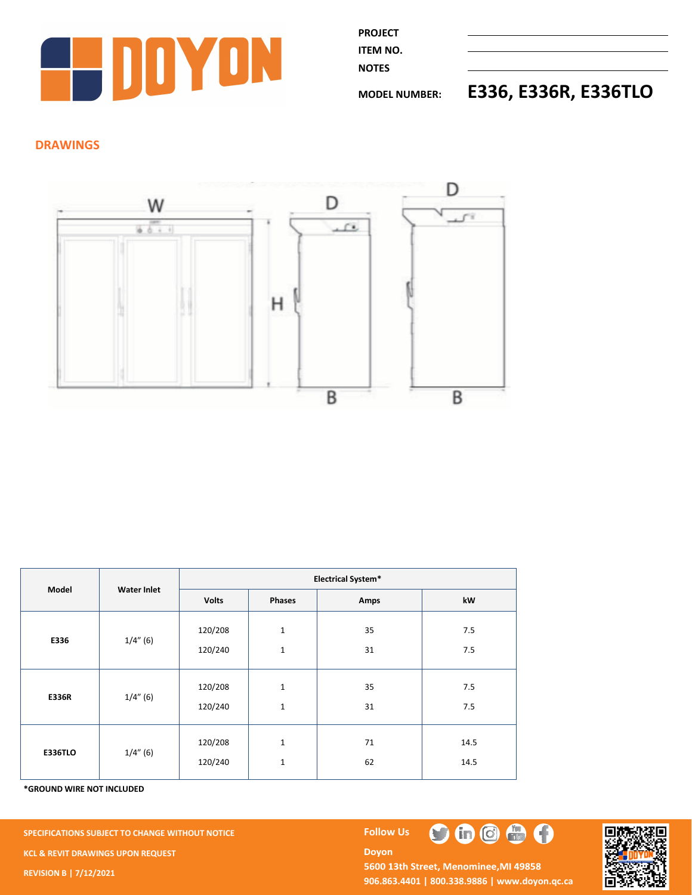PROJECT

ITEM NO.

NOTES

MODEL NUMBER: **E336, E336R, E336TLO**

## DRAWINGS

W

D

D

H

B

B

| Model | Water Inlet | Electrical System* | | | |
|---|---|---|---|---|---|
| | | Volts | Phases | Amps | kW |
| E336 | 1/4" (6) | 120/208<br>120/240 | 1<br>1 | 35<br>31 | 7.5<br>7.5 |
| E336R | 1/4" (6) | 120/208<br>120/240 | 1<br>1 | 35<br>31 | 7.5<br>7.5 |
| E336TLO | 1/4" (6) | 120/208<br>120/240 | 1<br>1 | 71<br>62 | 14.5<br>14.5 |

***GROUND WIRE NOT INCLUDED**

SPECIFICATIONS SUBJECT TO CHANGE WITHOUT NOTICE

KCL & REVIT DRAWINGS UPON REQUEST

REVISION B | 7/12/2021

Follow Us

Doyon
5600 13th Street, Menominee,MI 49858
906.863.4401 | 800.338.9886 | www.doyon.qc.ca